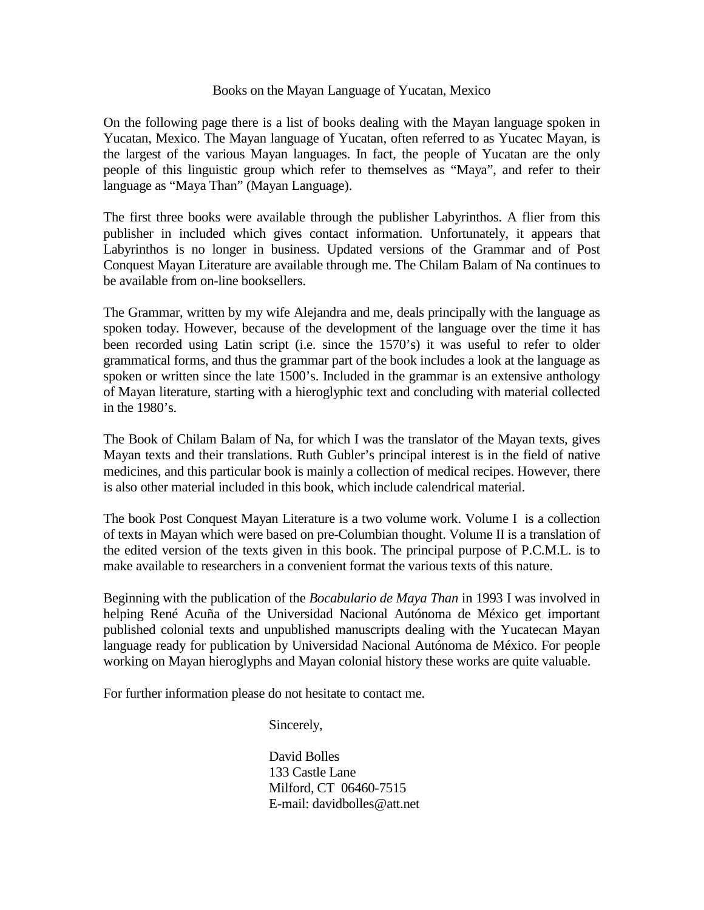Books on the Mayan Language of Yucatan, Mexico

On the following page there is a list of books dealing with the Mayan language spoken in Yucatan, Mexico. The Mayan language of Yucatan, often referred to as Yucatec Mayan, is the largest of the various Mayan languageas. In fact, the people of Yucatan are the only people of this linguistic group which refer to themselves as "Maya", and refer to their language as "Maya Than" (Mayan Language).

The first three books were available through the publisher Labyrinthos. A flier from this publisher in included which gives contact information. Unfortunately, it appears that Labyrinthos is no longer in business. Updated versions of the Grammar and of Post Conquest Mayan Literature are available through me. The Chilam Balam of Na continues to be available from on-line booksellers.

The Grammar, written by my wife Alejandra and me, deals principally with the language as spoken today. However, because of the development of the language over the time it has been recorded using Latin script (i.e. since the 1570's) it was useful to refer to older grammatical forms, and thus the grammar part of the book includes a look at the language as spoken or written since the late 1500's. Included in the grammar is an extensive anthology of Mayan literature, starting with a hieroglyphic text and concluding with material collected in the 1980's.

The Book of Chilam Balam of Na, for which I was the translator of the Mayan texts, gives Mayan texts and their translations. Ruth Gubler's principal interest is in the field of native medicines, and this particular book is mainly a collection of medical recipes. However, there is also other material included in this book, which include calendrical material.

The book Post Conquest Mayan Literature is a two volume work. Volume I is a collection of texts in Mayan which were based on pre-Columbian thought. Volume II is a translation of the edited version of the texts given in this book. The principal purpose of P.C.M.L. is to make available to researchers in a convenient format the various texts of this nature.

Beginning with the publication of the *Bocabulario de Maya Than* in 1993 I was involved in helping René Acuña of the Universidad Nacional Autónoma de México get important published colonial texts and unpublished manuscripts dealing with the Yucatecan Mayan language ready for publication by Universidad Nacional Autónoma de México. For people working on Mayan hieroglyphs and Mayan colonial history these works are quite valuable.

For further information please do not hesitate to contact me.

Sincerely,

David Bolles
133 Castle Lane
Milford, CT 06460-7515
E-mail: davidbolles@att.net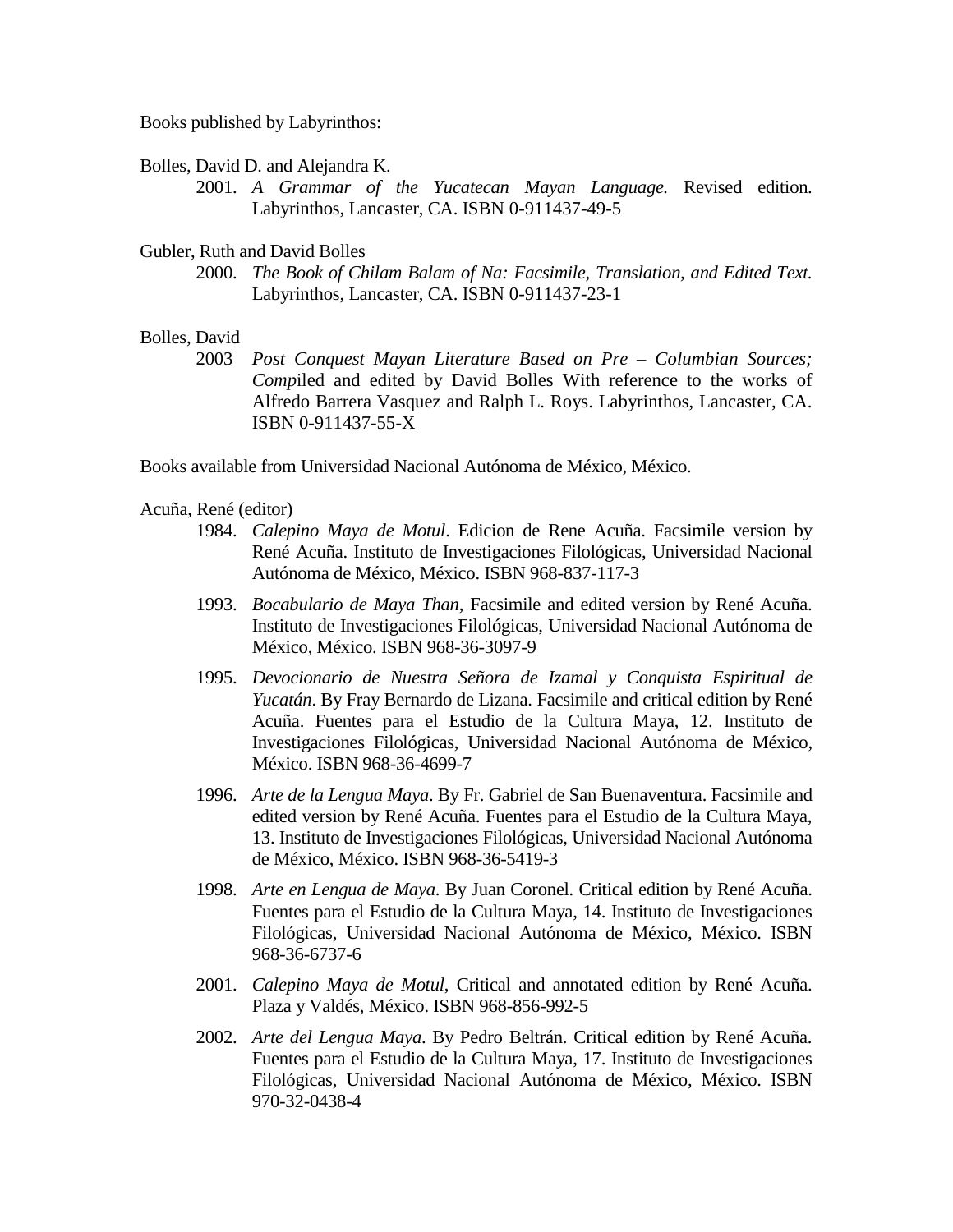Books published by Labyrinthos:

Bolles, David D. and Alejandra K.

2001. *A Grammar of the Yucatecan Mayan Language.* Revised edition. Labyrinthos, Lancaster, CA. ISBN 0-911437-49-5

Gubler, Ruth and David Bolles

2000. *The Book of Chilam Balam of Na: Facsimile, Translation, and Edited Text.* Labyrinthos, Lancaster, CA. ISBN 0-911437-23-1

Bolles, David

2003 *Post Conquest Mayan Literature Based on Pre – Columbian Sources; Comp*iled and edited by David Bolles With reference to the works of Alfredo Barrera Vasquez and Ralph L. Roys. Labyrinthos, Lancaster, CA. ISBN 0-911437-55-X

Books available from Universidad Nacional Autónoma de México, México.

Acuña, René (editor)

1984. *Calepino Maya de Motul*. Edicion de Rene Acuña. Facsimile version by René Acuña. Instituto de Investigaciones Filológicas, Universidad Nacional Autónoma de México, México. ISBN 968-837-117-3

1993. *Bocabulario de Maya Than*, Facsimile and edited version by René Acuña. Instituto de Investigaciones Filológicas, Universidad Nacional Autónoma de México, México. ISBN 968-36-3097-9

1995. *Devocionario de Nuestra Señora de Izamal y Conquista Espiritual de Yucatán*. By Fray Bernardo de Lizana. Facsimile and critical edition by René Acuña. Fuentes para el Estudio de la Cultura Maya, 12. Instituto de Investigaciones Filológicas, Universidad Nacional Autónoma de México, México. ISBN 968-36-4699-7

1996. *Arte de la Lengua Maya*. By Fr. Gabriel de San Buenaventura. Facsimile and edited version by René Acuña. Fuentes para el Estudio de la Cultura Maya, 13. Instituto de Investigaciones Filológicas, Universidad Nacional Autónoma de México, México. ISBN 968-36-5419-3

1998. *Arte en Lengua de Maya.* By Juan Coronel. Critical edition by René Acuña. Fuentes para el Estudio de la Cultura Maya, 14. Instituto de Investigaciones Filológicas, Universidad Nacional Autónoma de México, México. ISBN 968-36-6737-6

2001. *Calepino Maya de Motul*, Critical and annotated edition by René Acuña. Plaza y Valdés, México. ISBN 968-856-992-5

2002. *Arte del Lengua Maya*. By Pedro Beltrán. Critical edition by René Acuña. Fuentes para el Estudio de la Cultura Maya, 17. Instituto de Investigaciones Filológicas, Universidad Nacional Autónoma de México, México. ISBN 970-32-0438-4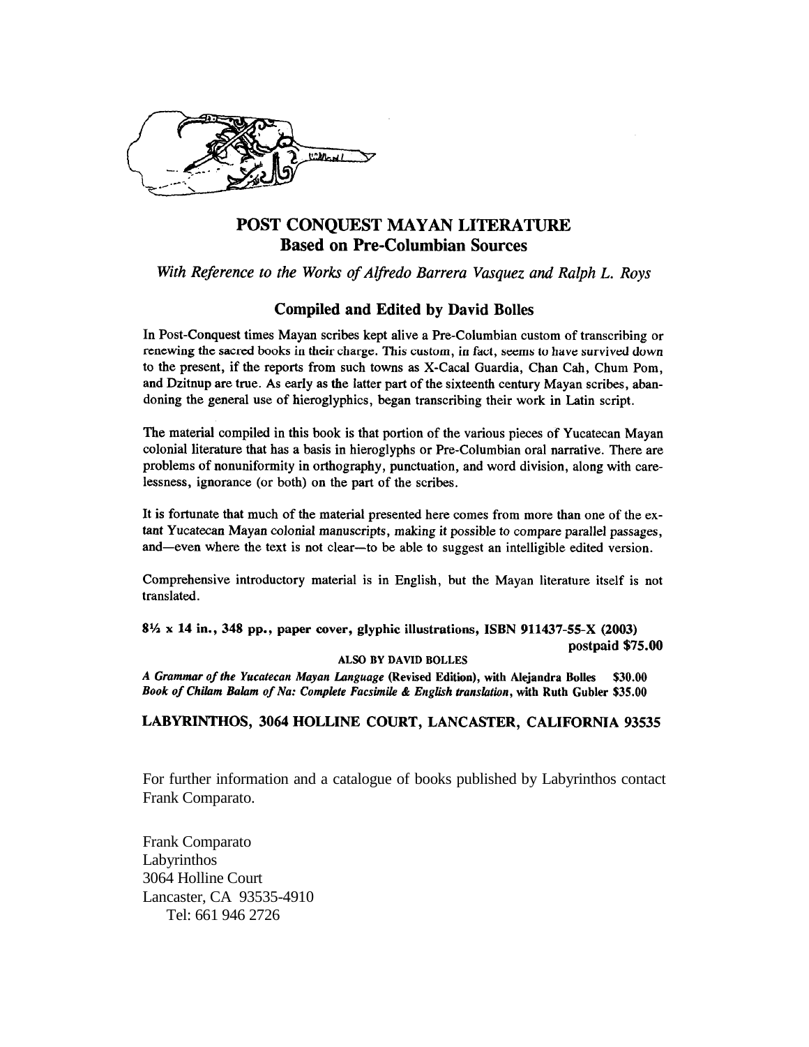# POST CONQUEST MAYAN LITERATURE
## Based on Pre-Columbian Sources

*With Reference to the Works of Alfredo Barrera Vasquez and Ralph L. Roys*

### Compiled and Edited by David Bolles

In Post-Conquest times Mayan scribes kept alive a Pre-Columbian custom of transcribing or renewing the sacred books in their charge. This custom, in fact, seems to have survived down to the present, if the reports from such towns as X-Cacal Guardia, Chan Cah, Chum Pom, and Dzitnup are true. As early as the latter part of the sixteenth century Mayan scribes, abandoning the general use of hieroglyphics, began transcribing their work in Latin script.

The material compiled in this book is that portion of the various pieces of Yucatecan Mayan colonial literature that has a basis in hieroglyphs or Pre-Columbian oral narrative. There are problems of nonuniformity in orthography, punctuation, and word division, along with carelessness, ignorance (or both) on the part of the scribes.

It is fortunate that much of the material presented here comes from more than one of the extant Yucatecan Mayan colonial manuscripts, making it possible to compare parallel passages, and—even where the text is not clear—to be able to suggest an intelligible edited version.

Comprehensive introductory material is in English, but the Mayan literature itself is not translated.

**8½ x 14 in., 348 pp., paper cover, glyphic illustrations, ISBN 911437-55-X (2003)**
**postpaid $75.00**

**ALSO BY DAVID BOLLES**

***A Grammar of the Yucatecan Mayan Language* (Revised Edition), with Alejandra Bolles $30.00**
***Book of Chilam Balam of Na: Complete Facsimile & English translation*, with Ruth Gubler $35.00**

**LABYRINTHOS, 3064 HOLLINE COURT, LANCASTER, CALIFORNIA 93535**

For further information and a catalogue of books published by Labyrinthos contact Frank Comparato.

Frank Comparato
Labyrinthos
3064 Holline Court
Lancaster, CA 93535-4910
Tel: 661 946 2726